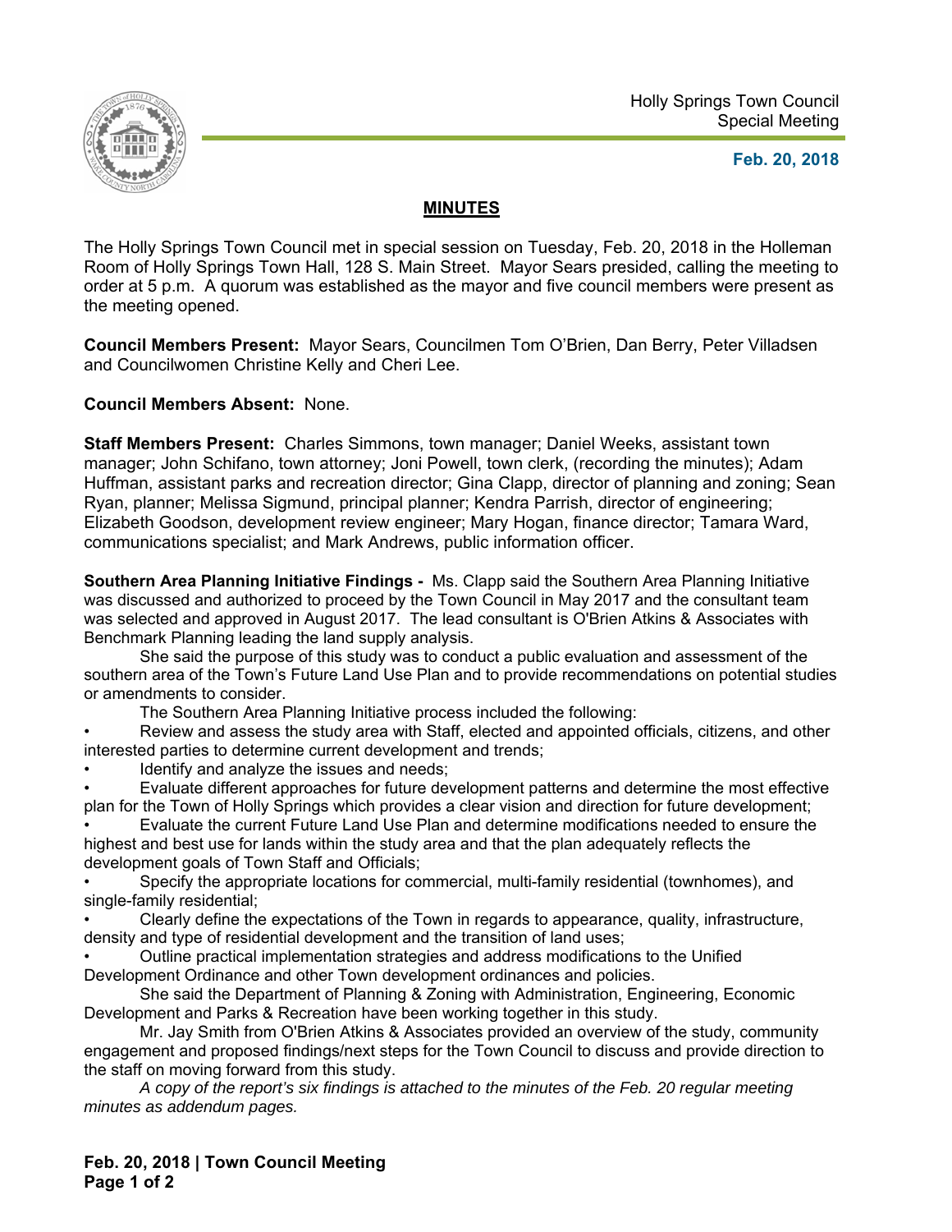Holly Springs Town Council
Special Meeting

**Feb. 20, 2018**

# MINUTES

The Holly Springs Town Council met in special session on Tuesday, Feb. 20, 2018 in the Holleman Room of Holly Springs Town Hall, 128 S. Main Street. Mayor Sears presided, calling the meeting to order at 5 p.m. A quorum was established as the mayor and five council members were present as the meeting opened.

**Council Members Present:** Mayor Sears, Councilmen Tom O'Brien, Dan Berry, Peter Villadsen and Councilwomen Christine Kelly and Cheri Lee.

**Council Members Absent:** None.

**Staff Members Present:** Charles Simmons, town manager; Daniel Weeks, assistant town manager; John Schifano, town attorney; Joni Powell, town clerk, (recording the minutes); Adam Huffman, assistant parks and recreation director; Gina Clapp, director of planning and zoning; Sean Ryan, planner; Melissa Sigmund, principal planner; Kendra Parrish, director of engineering; Elizabeth Goodson, development review engineer; Mary Hogan, finance director; Tamara Ward, communications specialist; and Mark Andrews, public information officer.

**Southern Area Planning Initiative Findings -** Ms. Clapp said the Southern Area Planning Initiative was discussed and authorized to proceed by the Town Council in May 2017 and the consultant team was selected and approved in August 2017. The lead consultant is O'Brien Atkins & Associates with Benchmark Planning leading the land supply analysis.

She said the purpose of this study was to conduct a public evaluation and assessment of the southern area of the Town's Future Land Use Plan and to provide recommendations on potential studies or amendments to consider.

The Southern Area Planning Initiative process included the following:

- Review and assess the study area with Staff, elected and appointed officials, citizens, and other interested parties to determine current development and trends;
- Identify and analyze the issues and needs;
- Evaluate different approaches for future development patterns and determine the most effective plan for the Town of Holly Springs which provides a clear vision and direction for future development;
- Evaluate the current Future Land Use Plan and determine modifications needed to ensure the highest and best use for lands within the study area and that the plan adequately reflects the development goals of Town Staff and Officials;
- Specify the appropriate locations for commercial, multi-family residential (townhomes), and single-family residential;
- Clearly define the expectations of the Town in regards to appearance, quality, infrastructure, density and type of residential development and the transition of land uses;
- Outline practical implementation strategies and address modifications to the Unified Development Ordinance and other Town development ordinances and policies.

She said the Department of Planning & Zoning with Administration, Engineering, Economic Development and Parks & Recreation have been working together in this study.

Mr. Jay Smith from O'Brien Atkins & Associates provided an overview of the study, community engagement and proposed findings/next steps for the Town Council to discuss and provide direction to the staff on moving forward from this study.

*A copy of the report's six findings is attached to the minutes of the Feb. 20 regular meeting minutes as addendum pages.*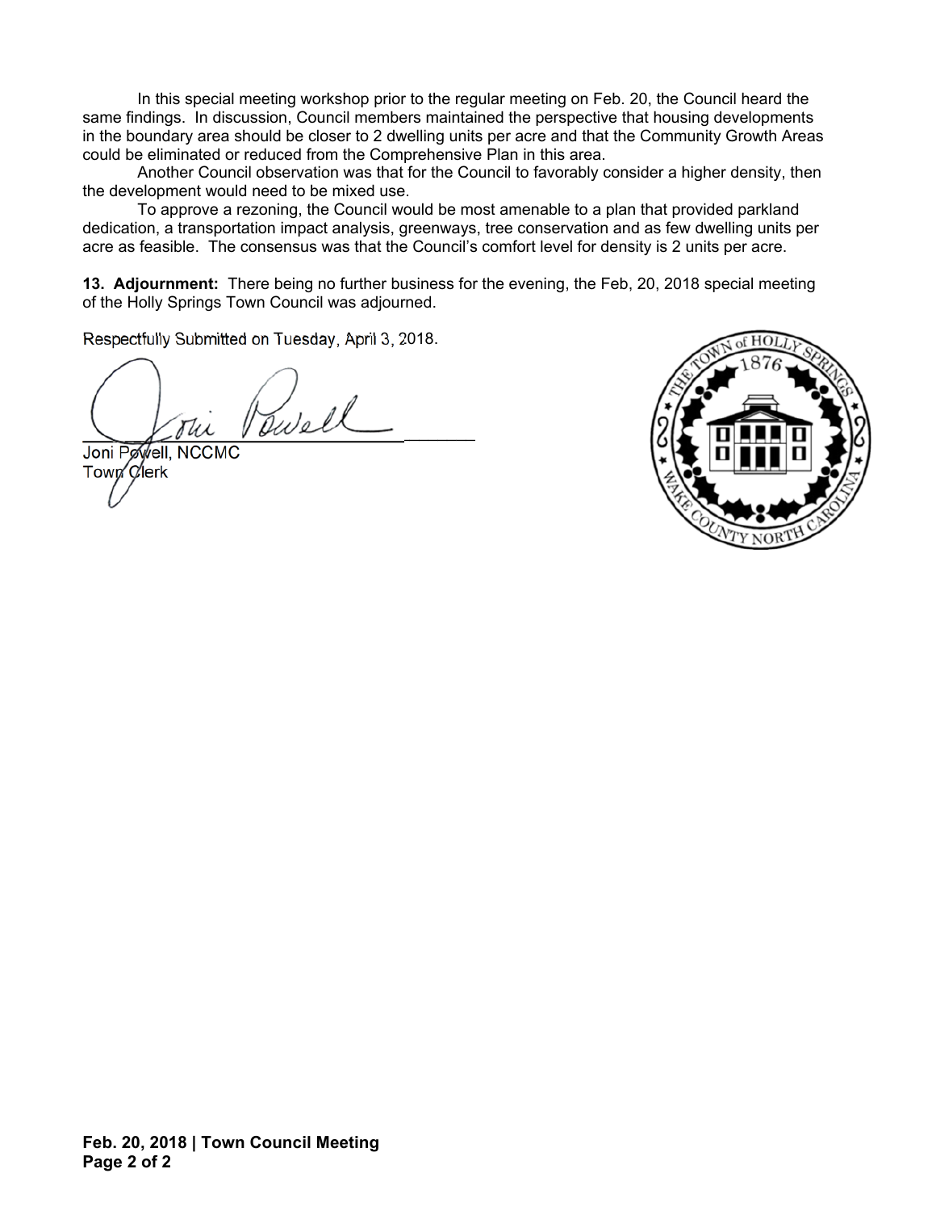In this special meeting workshop prior to the regular meeting on Feb. 20, the Council heard the same findings. In discussion, Council members maintained the perspective that housing developments in the boundary area should be closer to 2 dwelling units per acre and that the Community Growth Areas could be eliminated or reduced from the Comprehensive Plan in this area.

Another Council observation was that for the Council to favorably consider a higher density, then the development would need to be mixed use.

To approve a rezoning, the Council would be most amenable to a plan that provided parkland dedication, a transportation impact analysis, greenways, tree conservation and as few dwelling units per acre as feasible. The consensus was that the Council's comfort level for density is 2 units per acre.

**13. Adjournment:** There being no further business for the evening, the Feb, 20, 2018 special meeting of the Holly Springs Town Council was adjourned.

Respectfully Submitted on Tuesday, April 3, 2018.

Joni Powell

Joni Powell, NCCMC
Town Clerk

THE TOWN of HOLLY SPRINGS 1876 WAKE COUNTY NORTH CAROLINA